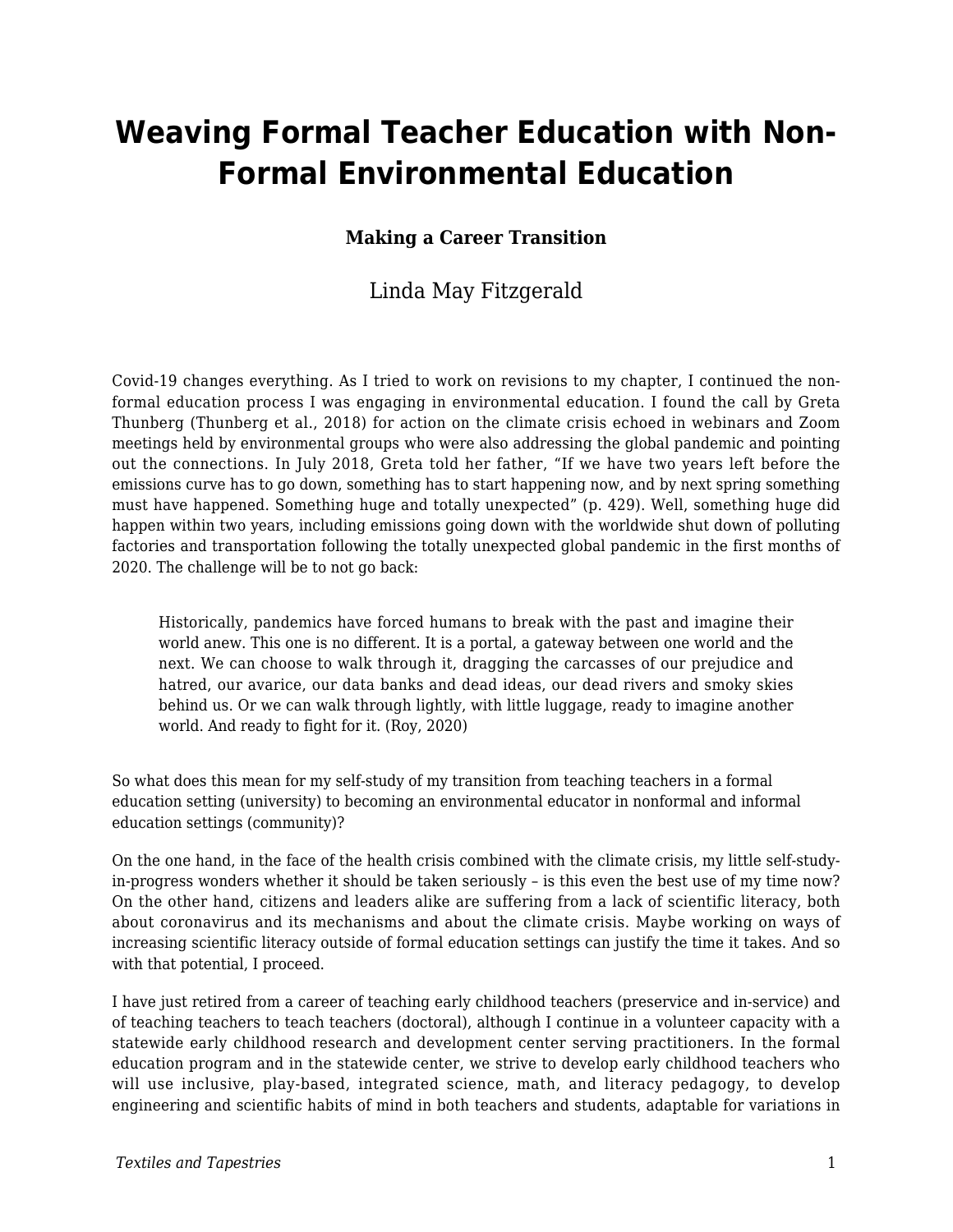# Weaving Formal Teacher Education with Non-Formal Environmental Education

### Making a Career Transition

Linda May Fitzgerald

Covid-19 changes everything. As I tried to work on revisions to my chapter, I continued the non-formal education process I was engaging in environmental education. I found the call by Greta Thunberg (Thunberg et al., 2018) for action on the climate crisis echoed in webinars and Zoom meetings held by environmental groups who were also addressing the global pandemic and pointing out the connections. In July 2018, Greta told her father, "If we have two years left before the emissions curve has to go down, something has to start happening now, and by next spring something must have happened. Something huge and totally unexpected" (p. 429). Well, something huge did happen within two years, including emissions going down with the worldwide shut down of polluting factories and transportation following the totally unexpected global pandemic in the first months of 2020. The challenge will be to not go back:

> Historically, pandemics have forced humans to break with the past and imagine their world anew. This one is no different. It is a portal, a gateway between one world and the next. We can choose to walk through it, dragging the carcasses of our prejudice and hatred, our avarice, our data banks and dead ideas, our dead rivers and smoky skies behind us. Or we can walk through lightly, with little luggage, ready to imagine another world. And ready to fight for it. (Roy, 2020)

So what does this mean for my self-study of my transition from teaching teachers in a formal education setting (university) to becoming an environmental educator in nonformal and informal education settings (community)?

On the one hand, in the face of the health crisis combined with the climate crisis, my little self-study-in-progress wonders whether it should be taken seriously – is this even the best use of my time now? On the other hand, citizens and leaders alike are suffering from a lack of scientific literacy, both about coronavirus and its mechanisms and about the climate crisis. Maybe working on ways of increasing scientific literacy outside of formal education settings can justify the time it takes. And so with that potential, I proceed.

I have just retired from a career of teaching early childhood teachers (preservice and in-service) and of teaching teachers to teach teachers (doctoral), although I continue in a volunteer capacity with a statewide early childhood research and development center serving practitioners. In the formal education program and in the statewide center, we strive to develop early childhood teachers who will use inclusive, play-based, integrated science, math, and literacy pedagogy, to develop engineering and scientific habits of mind in both teachers and students, adaptable for variations in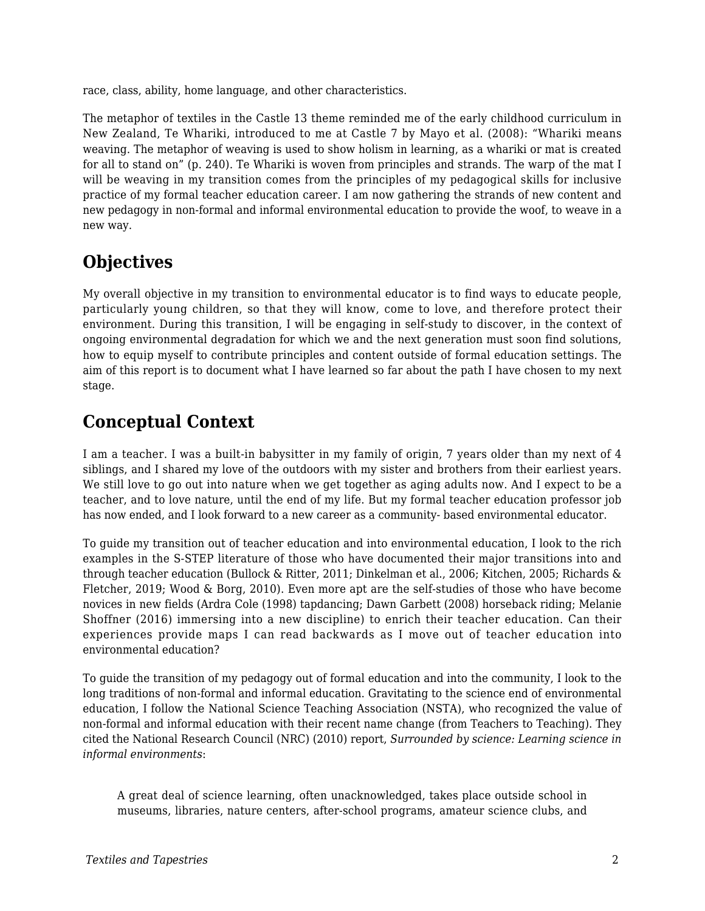race, class, ability, home language, and other characteristics.

The metaphor of textiles in the Castle 13 theme reminded me of the early childhood curriculum in New Zealand, Te Whariki, introduced to me at Castle 7 by Mayo et al. (2008): "Whariki means weaving. The metaphor of weaving is used to show holism in learning, as a whariki or mat is created for all to stand on" (p. 240). Te Whariki is woven from principles and strands. The warp of the mat I will be weaving in my transition comes from the principles of my pedagogical skills for inclusive practice of my formal teacher education career. I am now gathering the strands of new content and new pedagogy in non-formal and informal environmental education to provide the woof, to weave in a new way.

## Objectives

My overall objective in my transition to environmental educator is to find ways to educate people, particularly young children, so that they will know, come to love, and therefore protect their environment. During this transition, I will be engaging in self-study to discover, in the context of ongoing environmental degradation for which we and the next generation must soon find solutions, how to equip myself to contribute principles and content outside of formal education settings. The aim of this report is to document what I have learned so far about the path I have chosen to my next stage.

## Conceptual Context

I am a teacher. I was a built-in babysitter in my family of origin, 7 years older than my next of 4 siblings, and I shared my love of the outdoors with my sister and brothers from their earliest years. We still love to go out into nature when we get together as aging adults now. And I expect to be a teacher, and to love nature, until the end of my life. But my formal teacher education professor job has now ended, and I look forward to a new career as a community- based environmental educator.

To guide my transition out of teacher education and into environmental education, I look to the rich examples in the S-STEP literature of those who have documented their major transitions into and through teacher education (Bullock & Ritter, 2011; Dinkelman et al., 2006; Kitchen, 2005; Richards & Fletcher, 2019; Wood & Borg, 2010). Even more apt are the self-studies of those who have become novices in new fields (Ardra Cole (1998) tapdancing; Dawn Garbett (2008) horseback riding; Melanie Shoffner (2016) immersing into a new discipline) to enrich their teacher education. Can their experiences provide maps I can read backwards as I move out of teacher education into environmental education?

To guide the transition of my pedagogy out of formal education and into the community, I look to the long traditions of non-formal and informal education. Gravitating to the science end of environmental education, I follow the National Science Teaching Association (NSTA), who recognized the value of non-formal and informal education with their recent name change (from Teachers to Teaching). They cited the National Research Council (NRC) (2010) report, *Surrounded by science: Learning science in informal environments*:

> A great deal of science learning, often unacknowledged, takes place outside school in museums, libraries, nature centers, after-school programs, amateur science clubs, and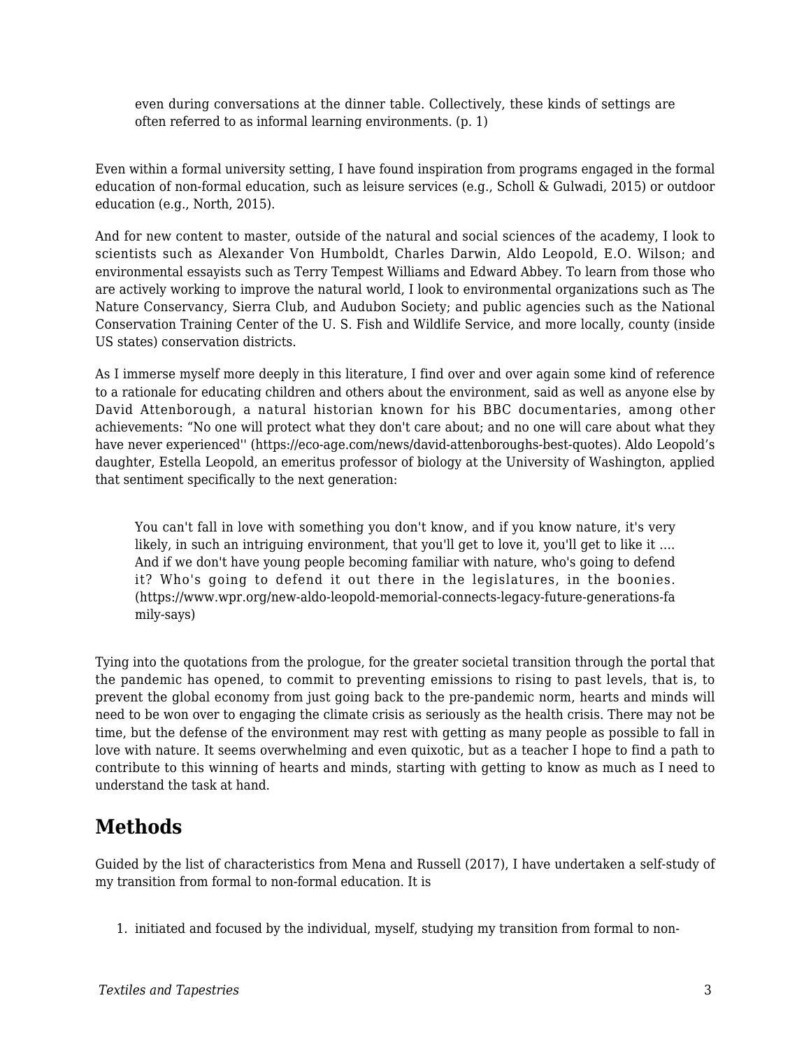> even during conversations at the dinner table. Collectively, these kinds of settings are often referred to as informal learning environments. (p. 1)

Even within a formal university setting, I have found inspiration from programs engaged in the formal education of non-formal education, such as leisure services (e.g., Scholl & Gulwadi, 2015) or outdoor education (e.g., North, 2015).

And for new content to master, outside of the natural and social sciences of the academy, I look to scientists such as Alexander Von Humboldt, Charles Darwin, Aldo Leopold, E.O. Wilson; and environmental essayists such as Terry Tempest Williams and Edward Abbey. To learn from those who are actively working to improve the natural world, I look to environmental organizations such as The Nature Conservancy, Sierra Club, and Audubon Society; and public agencies such as the National Conservation Training Center of the U. S. Fish and Wildlife Service, and more locally, county (inside US states) conservation districts.

As I immerse myself more deeply in this literature, I find over and over again some kind of reference to a rationale for educating children and others about the environment, said as well as anyone else by David Attenborough, a natural historian known for his BBC documentaries, among other achievements: "No one will protect what they don't care about; and no one will care about what they have never experienced'' (https://eco-age.com/news/david-attenboroughs-best-quotes). Aldo Leopold's daughter, Estella Leopold, an emeritus professor of biology at the University of Washington, applied that sentiment specifically to the next generation:

> You can't fall in love with something you don't know, and if you know nature, it's very likely, in such an intriguing environment, that you'll get to love it, you'll get to like it …. And if we don't have young people becoming familiar with nature, who's going to defend it? Who's going to defend it out there in the legislatures, in the boonies. (https://www.wpr.org/new-aldo-leopold-memorial-connects-legacy-future-generations-family-says)

Tying into the quotations from the prologue, for the greater societal transition through the portal that the pandemic has opened, to commit to preventing emissions to rising to past levels, that is, to prevent the global economy from just going back to the pre-pandemic norm, hearts and minds will need to be won over to engaging the climate crisis as seriously as the health crisis. There may not be time, but the defense of the environment may rest with getting as many people as possible to fall in love with nature. It seems overwhelming and even quixotic, but as a teacher I hope to find a path to contribute to this winning of hearts and minds, starting with getting to know as much as I need to understand the task at hand.

## Methods

Guided by the list of characteristics from Mena and Russell (2017), I have undertaken a self-study of my transition from formal to non-formal education. It is

1. initiated and focused by the individual, myself, studying my transition from formal to non-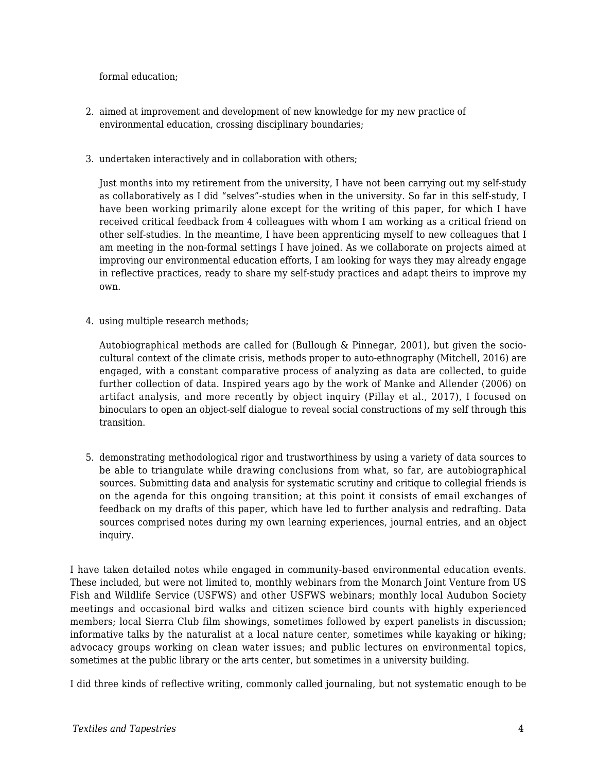formal education;

2. aimed at improvement and development of new knowledge for my new practice of environmental education, crossing disciplinary boundaries;

3. undertaken interactively and in collaboration with others;

   Just months into my retirement from the university, I have not been carrying out my self-study as collaboratively as I did “selves”-studies when in the university. So far in this self-study, I have been working primarily alone except for the writing of this paper, for which I have received critical feedback from 4 colleagues with whom I am working as a critical friend on other self-studies. In the meantime, I have been apprenticing myself to new colleagues that I am meeting in the non-formal settings I have joined. As we collaborate on projects aimed at improving our environmental education efforts, I am looking for ways they may already engage in reflective practices, ready to share my self-study practices and adapt theirs to improve my own.

4. using multiple research methods;

   Autobiographical methods are called for (Bullough & Pinnegar, 2001), but given the socio-cultural context of the climate crisis, methods proper to auto-ethnography (Mitchell, 2016) are engaged, with a constant comparative process of analyzing as data are collected, to guide further collection of data. Inspired years ago by the work of Manke and Allender (2006) on artifact analysis, and more recently by object inquiry (Pillay et al., 2017), I focused on binoculars to open an object-self dialogue to reveal social constructions of my self through this transition.

5. demonstrating methodological rigor and trustworthiness by using a variety of data sources to be able to triangulate while drawing conclusions from what, so far, are autobiographical sources. Submitting data and analysis for systematic scrutiny and critique to collegial friends is on the agenda for this ongoing transition; at this point it consists of email exchanges of feedback on my drafts of this paper, which have led to further analysis and redrafting. Data sources comprised notes during my own learning experiences, journal entries, and an object inquiry.

I have taken detailed notes while engaged in community-based environmental education events. These included, but were not limited to, monthly webinars from the Monarch Joint Venture from US Fish and Wildlife Service (USFWS) and other USFWS webinars; monthly local Audubon Society meetings and occasional bird walks and citizen science bird counts with highly experienced members; local Sierra Club film showings, sometimes followed by expert panelists in discussion; informative talks by the naturalist at a local nature center, sometimes while kayaking or hiking; advocacy groups working on clean water issues; and public lectures on environmental topics, sometimes at the public library or the arts center, but sometimes in a university building.

I did three kinds of reflective writing, commonly called journaling, but not systematic enough to be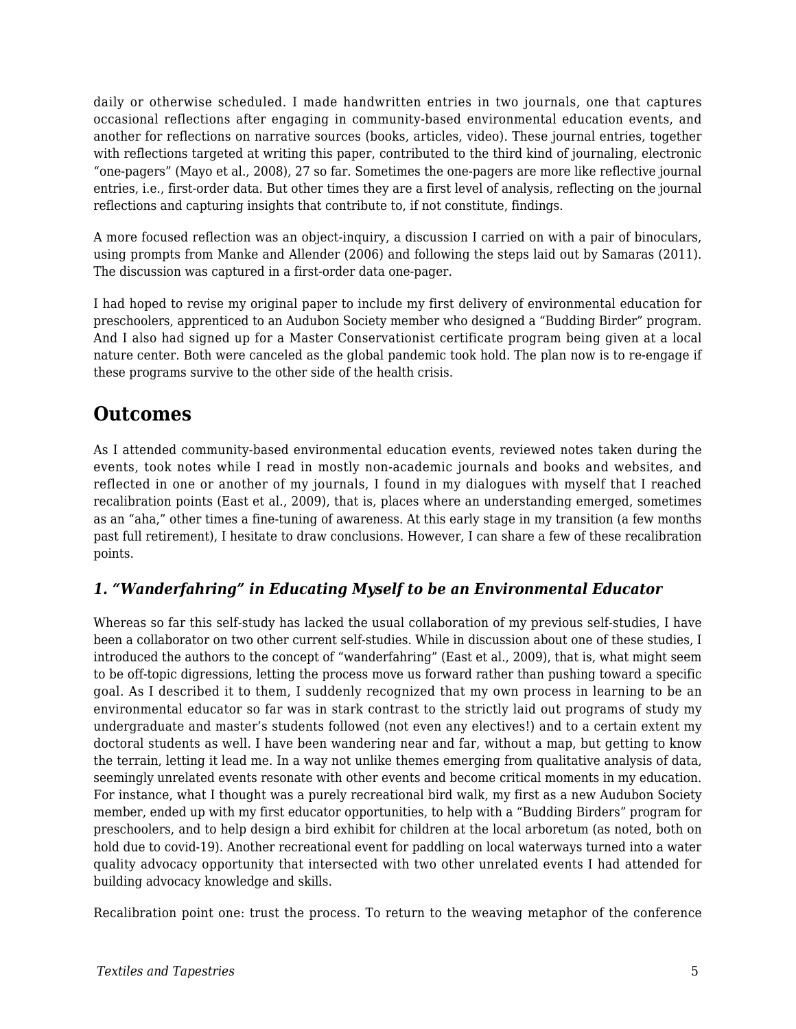daily or otherwise scheduled. I made handwritten entries in two journals, one that captures occasional reflections after engaging in community-based environmental education events, and another for reflections on narrative sources (books, articles, video). These journal entries, together with reflections targeted at writing this paper, contributed to the third kind of journaling, electronic "one-pagers" (Mayo et al., 2008), 27 so far. Sometimes the one-pagers are more like reflective journal entries, i.e., first-order data. But other times they are a first level of analysis, reflecting on the journal reflections and capturing insights that contribute to, if not constitute, findings.

A more focused reflection was an object-inquiry, a discussion I carried on with a pair of binoculars, using prompts from Manke and Allender (2006) and following the steps laid out by Samaras (2011). The discussion was captured in a first-order data one-pager.

I had hoped to revise my original paper to include my first delivery of environmental education for preschoolers, apprenticed to an Audubon Society member who designed a "Budding Birder" program. And I also had signed up for a Master Conservationist certificate program being given at a local nature center. Both were canceled as the global pandemic took hold. The plan now is to re-engage if these programs survive to the other side of the health crisis.

## Outcomes

As I attended community-based environmental education events, reviewed notes taken during the events, took notes while I read in mostly non-academic journals and books and websites, and reflected in one or another of my journals, I found in my dialogues with myself that I reached recalibration points (East et al., 2009), that is, places where an understanding emerged, sometimes as an "aha," other times a fine-tuning of awareness. At this early stage in my transition (a few months past full retirement), I hesitate to draw conclusions. However, I can share a few of these recalibration points.

### *1. "Wanderfahring" in Educating Myself to be an Environmental Educator*

Whereas so far this self-study has lacked the usual collaboration of my previous self-studies, I have been a collaborator on two other current self-studies. While in discussion about one of these studies, I introduced the authors to the concept of "wanderfahring" (East et al., 2009), that is, what might seem to be off-topic digressions, letting the process move us forward rather than pushing toward a specific goal. As I described it to them, I suddenly recognized that my own process in learning to be an environmental educator so far was in stark contrast to the strictly laid out programs of study my undergraduate and master's students followed (not even any electives!) and to a certain extent my doctoral students as well. I have been wandering near and far, without a map, but getting to know the terrain, letting it lead me. In a way not unlike themes emerging from qualitative analysis of data, seemingly unrelated events resonate with other events and become critical moments in my education. For instance, what I thought was a purely recreational bird walk, my first as a new Audubon Society member, ended up with my first educator opportunities, to help with a "Budding Birders" program for preschoolers, and to help design a bird exhibit for children at the local arboretum (as noted, both on hold due to covid-19). Another recreational event for paddling on local waterways turned into a water quality advocacy opportunity that intersected with two other unrelated events I had attended for building advocacy knowledge and skills.

Recalibration point one: trust the process. To return to the weaving metaphor of the conference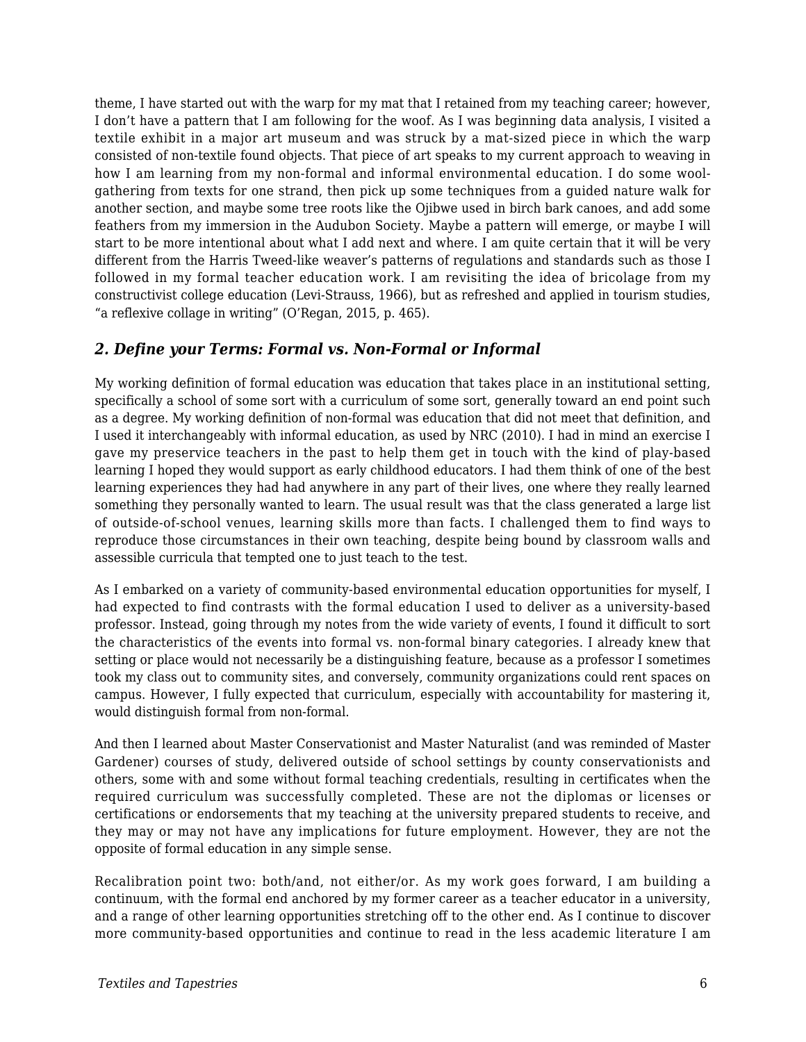theme, I have started out with the warp for my mat that I retained from my teaching career; however, I don't have a pattern that I am following for the woof. As I was beginning data analysis, I visited a textile exhibit in a major art museum and was struck by a mat-sized piece in which the warp consisted of non-textile found objects. That piece of art speaks to my current approach to weaving in how I am learning from my non-formal and informal environmental education. I do some wool-gathering from texts for one strand, then pick up some techniques from a guided nature walk for another section, and maybe some tree roots like the Ojibwe used in birch bark canoes, and add some feathers from my immersion in the Audubon Society. Maybe a pattern will emerge, or maybe I will start to be more intentional about what I add next and where. I am quite certain that it will be very different from the Harris Tweed-like weaver's patterns of regulations and standards such as those I followed in my formal teacher education work. I am revisiting the idea of bricolage from my constructivist college education (Levi-Strauss, 1966), but as refreshed and applied in tourism studies, "a reflexive collage in writing" (O'Regan, 2015, p. 465).

### *2. Define your Terms: Formal vs. Non-Formal or Informal*

My working definition of formal education was education that takes place in an institutional setting, specifically a school of some sort with a curriculum of some sort, generally toward an end point such as a degree. My working definition of non-formal was education that did not meet that definition, and I used it interchangeably with informal education, as used by NRC (2010). I had in mind an exercise I gave my preservice teachers in the past to help them get in touch with the kind of play-based learning I hoped they would support as early childhood educators. I had them think of one of the best learning experiences they had had anywhere in any part of their lives, one where they really learned something they personally wanted to learn. The usual result was that the class generated a large list of outside-of-school venues, learning skills more than facts. I challenged them to find ways to reproduce those circumstances in their own teaching, despite being bound by classroom walls and assessible curricula that tempted one to just teach to the test.

As I embarked on a variety of community-based environmental education opportunities for myself, I had expected to find contrasts with the formal education I used to deliver as a university-based professor. Instead, going through my notes from the wide variety of events, I found it difficult to sort the characteristics of the events into formal vs. non-formal binary categories. I already knew that setting or place would not necessarily be a distinguishing feature, because as a professor I sometimes took my class out to community sites, and conversely, community organizations could rent spaces on campus. However, I fully expected that curriculum, especially with accountability for mastering it, would distinguish formal from non-formal.

And then I learned about Master Conservationist and Master Naturalist (and was reminded of Master Gardener) courses of study, delivered outside of school settings by county conservationists and others, some with and some without formal teaching credentials, resulting in certificates when the required curriculum was successfully completed. These are not the diplomas or licenses or certifications or endorsements that my teaching at the university prepared students to receive, and they may or may not have any implications for future employment. However, they are not the opposite of formal education in any simple sense.

Recalibration point two: both/and, not either/or. As my work goes forward, I am building a continuum, with the formal end anchored by my former career as a teacher educator in a university, and a range of other learning opportunities stretching off to the other end. As I continue to discover more community-based opportunities and continue to read in the less academic literature I am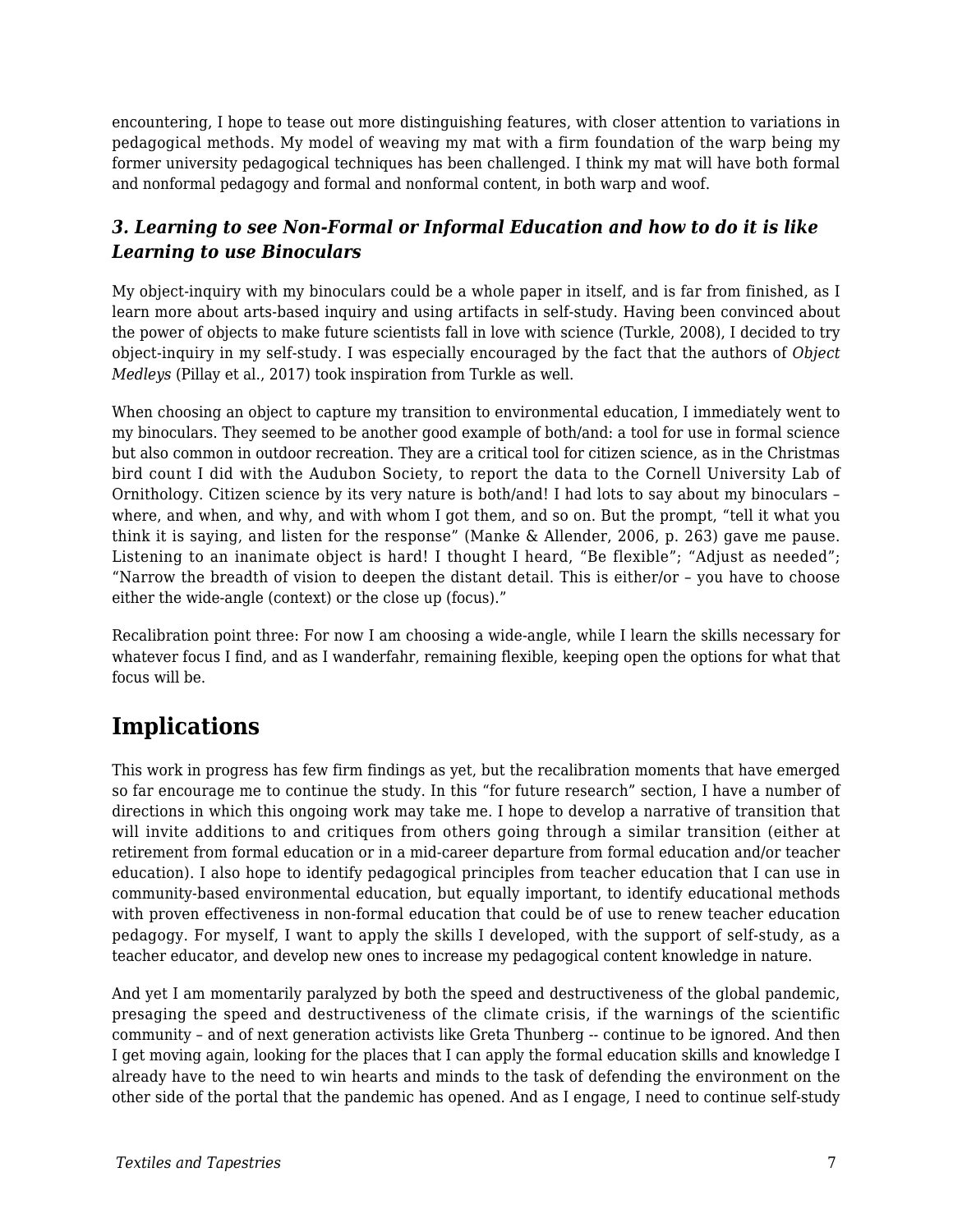encountering, I hope to tease out more distinguishing features, with closer attention to variations in pedagogical methods. My model of weaving my mat with a firm foundation of the warp being my former university pedagogical techniques has been challenged. I think my mat will have both formal and nonformal pedagogy and formal and nonformal content, in both warp and woof.

### *3. Learning to see Non-Formal or Informal Education and how to do it is like Learning to use Binoculars*

My object-inquiry with my binoculars could be a whole paper in itself, and is far from finished, as I learn more about arts-based inquiry and using artifacts in self-study. Having been convinced about the power of objects to make future scientists fall in love with science (Turkle, 2008), I decided to try object-inquiry in my self-study. I was especially encouraged by the fact that the authors of *Object Medleys* (Pillay et al., 2017) took inspiration from Turkle as well.

When choosing an object to capture my transition to environmental education, I immediately went to my binoculars. They seemed to be another good example of both/and: a tool for use in formal science but also common in outdoor recreation. They are a critical tool for citizen science, as in the Christmas bird count I did with the Audubon Society, to report the data to the Cornell University Lab of Ornithology. Citizen science by its very nature is both/and! I had lots to say about my binoculars – where, and when, and why, and with whom I got them, and so on. But the prompt, "tell it what you think it is saying, and listen for the response" (Manke & Allender, 2006, p. 263) gave me pause. Listening to an inanimate object is hard! I thought I heard, "Be flexible"; "Adjust as needed"; "Narrow the breadth of vision to deepen the distant detail. This is either/or – you have to choose either the wide-angle (context) or the close up (focus)."

Recalibration point three: For now I am choosing a wide-angle, while I learn the skills necessary for whatever focus I find, and as I wanderfahr, remaining flexible, keeping open the options for what that focus will be.

## Implications

This work in progress has few firm findings as yet, but the recalibration moments that have emerged so far encourage me to continue the study. In this "for future research" section, I have a number of directions in which this ongoing work may take me. I hope to develop a narrative of transition that will invite additions to and critiques from others going through a similar transition (either at retirement from formal education or in a mid-career departure from formal education and/or teacher education). I also hope to identify pedagogical principles from teacher education that I can use in community-based environmental education, but equally important, to identify educational methods with proven effectiveness in non-formal education that could be of use to renew teacher education pedagogy. For myself, I want to apply the skills I developed, with the support of self-study, as a teacher educator, and develop new ones to increase my pedagogical content knowledge in nature.

And yet I am momentarily paralyzed by both the speed and destructiveness of the global pandemic, presaging the speed and destructiveness of the climate crisis, if the warnings of the scientific community – and of next generation activists like Greta Thunberg -- continue to be ignored. And then I get moving again, looking for the places that I can apply the formal education skills and knowledge I already have to the need to win hearts and minds to the task of defending the environment on the other side of the portal that the pandemic has opened. And as I engage, I need to continue self-study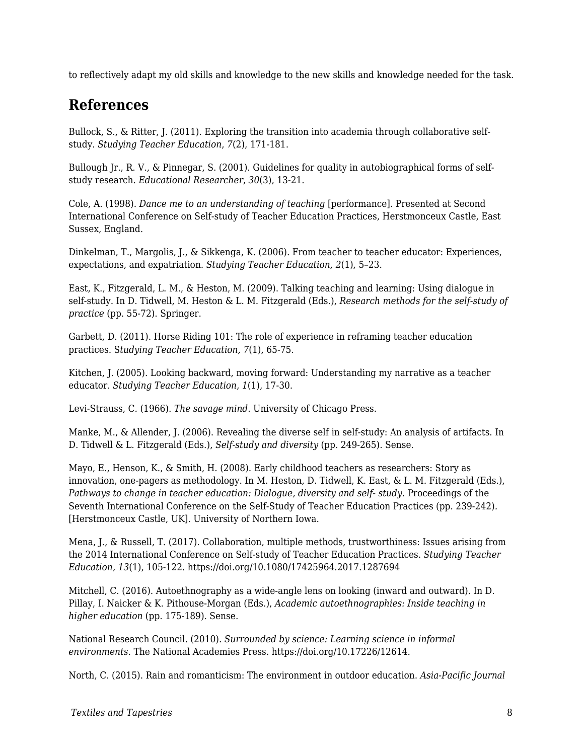to reflectively adapt my old skills and knowledge to the new skills and knowledge needed for the task.

## References

Bullock, S., & Ritter, J. (2011). Exploring the transition into academia through collaborative self-study. *Studying Teacher Education*, *7*(2), 171-181.

Bullough Jr., R. V., & Pinnegar, S. (2001). Guidelines for quality in autobiographical forms of self-study research. *Educational Researcher*, *30*(3), 13-21.

Cole, A. (1998). *Dance me to an understanding of teaching* [performance]. Presented at Second International Conference on Self-study of Teacher Education Practices, Herstmonceux Castle, East Sussex, England.

Dinkelman, T., Margolis, J., & Sikkenga, K. (2006). From teacher to teacher educator: Experiences, expectations, and expatriation. *Studying Teacher Education, 2*(1), 5–23.

East, K., Fitzgerald, L. M., & Heston, M. (2009). Talking teaching and learning: Using dialogue in self-study. In D. Tidwell, M. Heston & L. M. Fitzgerald (Eds.), *Research methods for the self-study of practice* (pp. 55-72). Springer.

Garbett, D. (2011). Horse Riding 101: The role of experience in reframing teacher education practices. S*tudying Teacher Education, 7*(1), 65-75.

Kitchen, J. (2005). Looking backward, moving forward: Understanding my narrative as a teacher educator. *Studying Teacher Education, 1*(1), 17-30.

Levi-Strauss, C. (1966). *The savage mind*. University of Chicago Press.

Manke, M., & Allender, J. (2006). Revealing the diverse self in self-study: An analysis of artifacts. In D. Tidwell & L. Fitzgerald (Eds.), *Self-study and diversity* (pp. 249-265). Sense.

Mayo, E., Henson, K., & Smith, H. (2008). Early childhood teachers as researchers: Story as innovation, one-pagers as methodology. In M. Heston, D. Tidwell, K. East, & L. M. Fitzgerald (Eds.), *Pathways to change in teacher education: Dialogue, diversity and self- study*. Proceedings of the Seventh International Conference on the Self-Study of Teacher Education Practices (pp. 239-242). [Herstmonceux Castle, UK]. University of Northern Iowa.

Mena, J., & Russell, T. (2017). Collaboration, multiple methods, trustworthiness: Issues arising from the 2014 International Conference on Self-study of Teacher Education Practices. *Studying Teacher Education, 13*(1), 105-122. https://doi.org/10.1080/17425964.2017.1287694

Mitchell, C. (2016). Autoethnography as a wide-angle lens on looking (inward and outward). In D. Pillay, I. Naicker & K. Pithouse-Morgan (Eds.), *Academic autoethnographies: Inside teaching in higher education* (pp. 175-189). Sense.

National Research Council. (2010). *Surrounded by science: Learning science in informal environments*. The National Academies Press. https://doi.org/10.17226/12614.

North, C. (2015). Rain and romanticism: The environment in outdoor education. *Asia-Pacific Journal*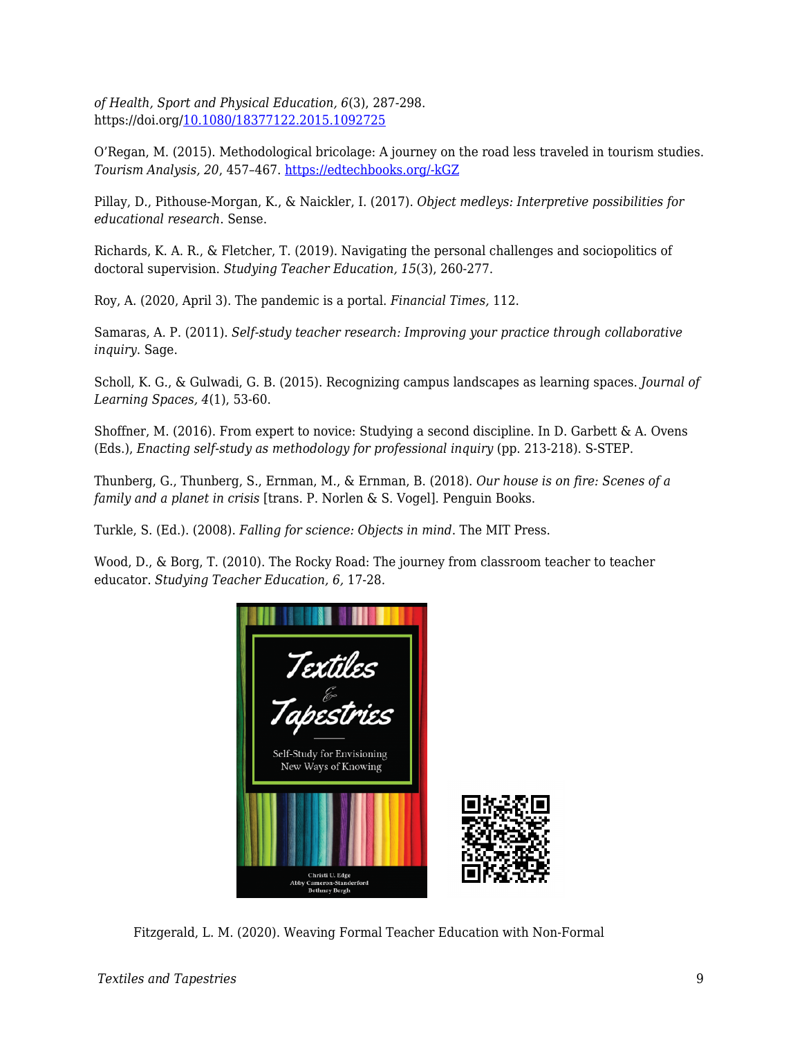*of Health, Sport and Physical Education, 6*(3), 287-298. https://doi.org/10.1080/18377122.2015.1092725

O'Regan, M. (2015). Methodological bricolage: A journey on the road less traveled in tourism studies. *Tourism Analysis, 20*, 457–467. https://edtechbooks.org/-kGZ

Pillay, D., Pithouse-Morgan, K., & Naickler, I. (2017). *Object medleys: Interpretive possibilities for educational research*. Sense.

Richards, K. A. R., & Fletcher, T. (2019). Navigating the personal challenges and sociopolitics of doctoral supervision. *Studying Teacher Education, 15*(3), 260-277.

Roy, A. (2020, April 3). The pandemic is a portal. *Financial Times,* 112.

Samaras, A. P. (2011). *Self-study teacher research: Improving your practice through collaborative inquiry*. Sage.

Scholl, K. G., & Gulwadi, G. B. (2015). Recognizing campus landscapes as learning spaces. *Journal of Learning Spaces, 4*(1), 53-60.

Shoffner, M. (2016). From expert to novice: Studying a second discipline. In D. Garbett & A. Ovens (Eds.), *Enacting self-study as methodology for professional inquiry* (pp. 213-218). S-STEP.

Thunberg, G., Thunberg, S., Ernman, M., & Ernman, B. (2018). *Our house is on fire: Scenes of a family and a planet in crisis* [trans. P. Norlen & S. Vogel]. Penguin Books.

Turkle, S. (Ed.). (2008). *Falling for science: Objects in mind*. The MIT Press.

Wood, D., & Borg, T. (2010). The Rocky Road: The journey from classroom teacher to teacher educator. *Studying Teacher Education, 6,* 17-28.

Fitzgerald, L. M. (2020). Weaving Formal Teacher Education with Non-Formal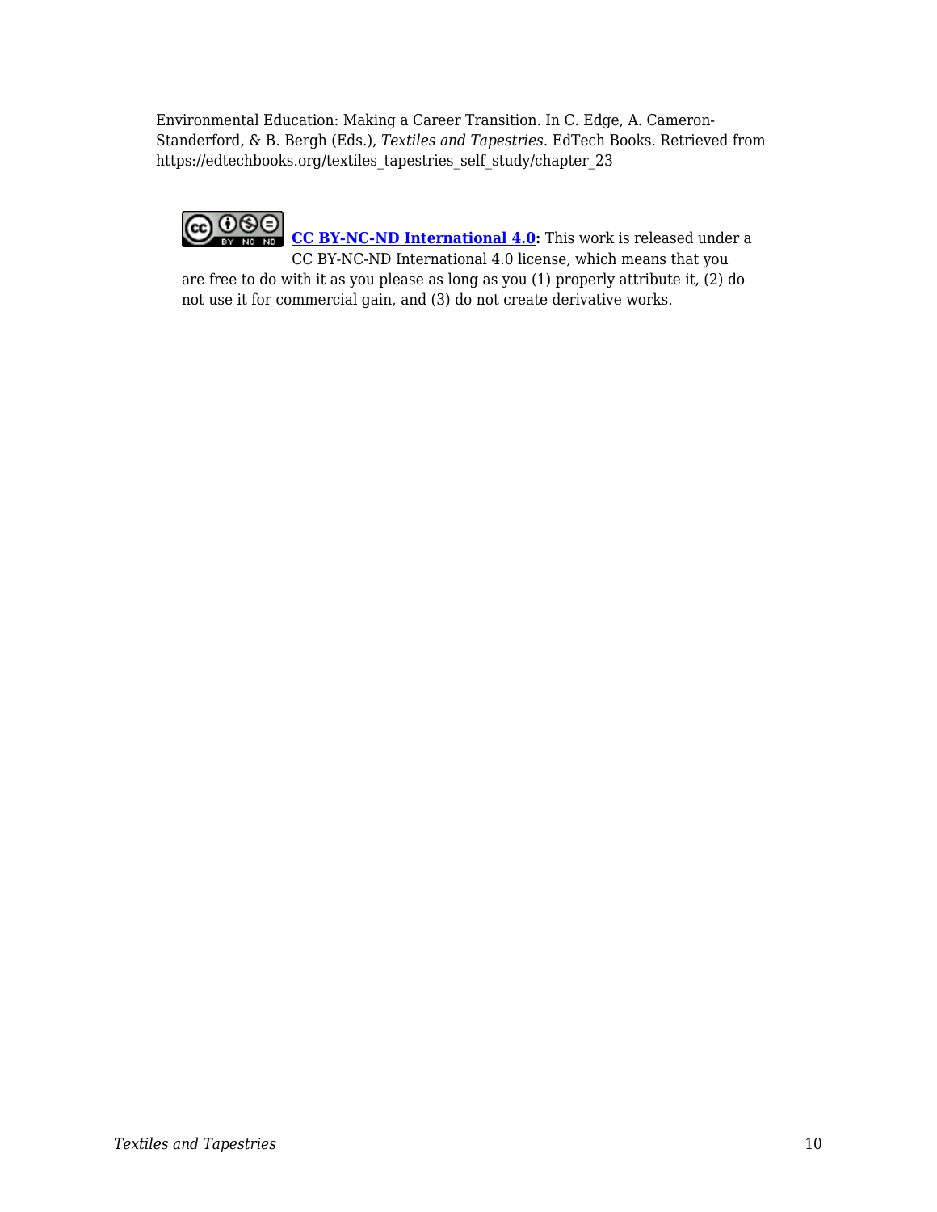Environmental Education: Making a Career Transition. In C. Edge, A. Cameron-Standerford, & B. Bergh (Eds.), *Textiles and Tapestries*. EdTech Books. Retrieved from https://edtechbooks.org/textiles_tapestries_self_study/chapter_23

**CC BY-NC-ND International 4.0:** This work is released under a CC BY-NC-ND International 4.0 license, which means that you are free to do with it as you please as long as you (1) properly attribute it, (2) do not use it for commercial gain, and (3) do not create derivative works.